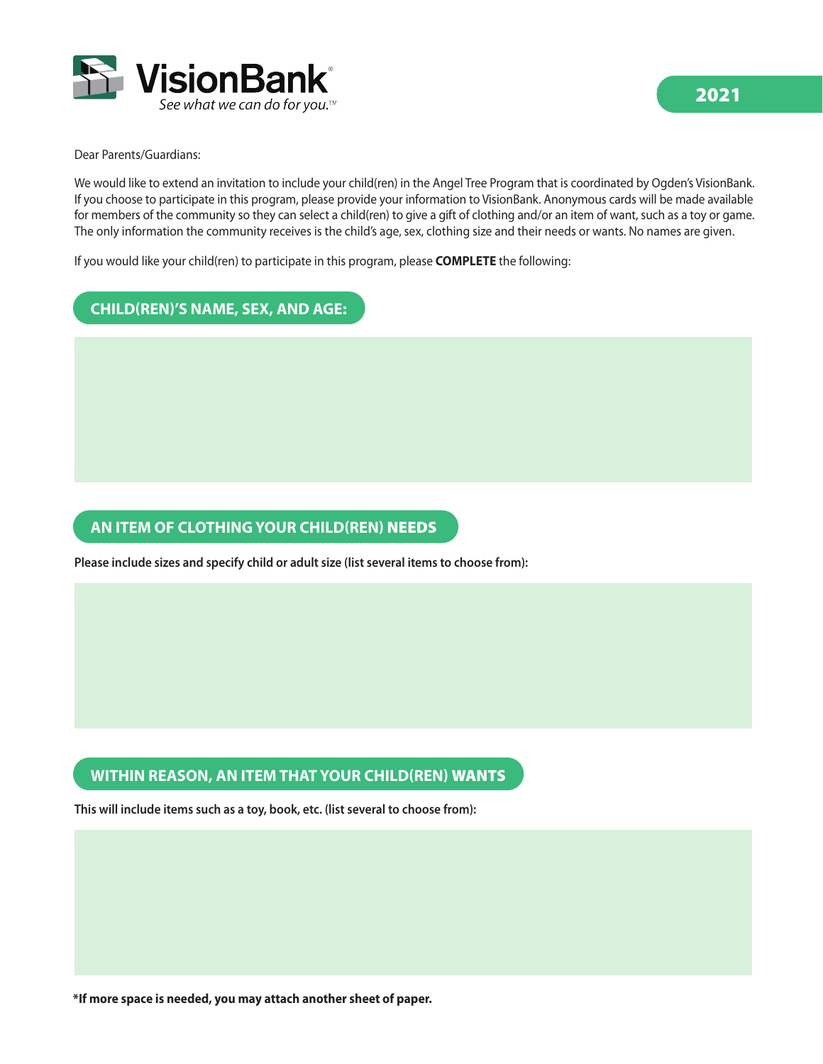VisionBank®

*See what we can do for you.™*

**2021**

Dear Parents/Guardians:

We would like to extend an invitation to include your child(ren) in the Angel Tree Program that is coordinated by Ogden's VisionBank. If you choose to participate in this program, please provide your information to VisionBank. Anonymous cards will be made available for members of the community so they can select a child(ren) to give a gift of clothing and/or an item of want, such as a toy or game. The only information the community receives is the child's age, sex, clothing size and their needs or wants. No names are given.

If you would like your child(ren) to participate in this program, please **COMPLETE** the following:

## CHILD(REN)'S NAME, SEX, AND AGE:

## AN ITEM OF CLOTHING YOUR CHILD(REN) NEEDS

**Please include sizes and specify child or adult size (list several items to choose from):**

## WITHIN REASON, AN ITEM THAT YOUR CHILD(REN) WANTS

**This will include items such as a toy, book, etc. (list several to choose from):**

***If more space is needed, you may attach another sheet of paper.**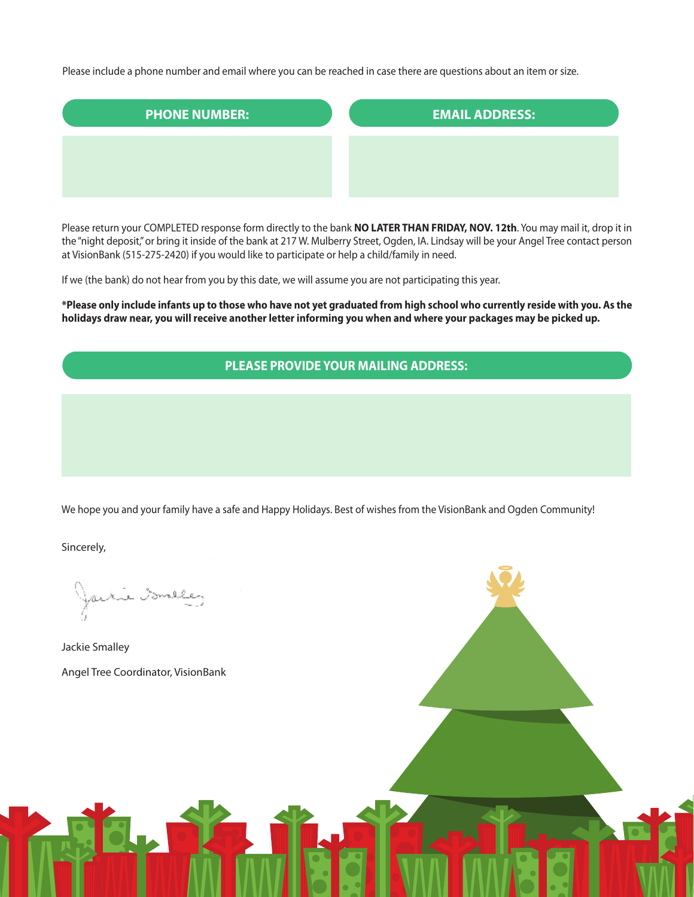Please include a phone number and email where you can be reached in case there are questions about an item or size.

| PHONE NUMBER: | EMAIL ADDRESS: |
| --- | --- |
| | |

Please return your COMPLETED response form directly to the bank **NO LATER THAN FRIDAY, NOV. 12th**. You may mail it, drop it in the "night deposit," or bring it inside of the bank at 217 W. Mulberry Street, Ogden, IA. Lindsay will be your Angel Tree contact person at VisionBank (515-275-2420) if you would like to participate or help a child/family in need.

If we (the bank) do not hear from you by this date, we will assume you are not participating this year.

***Please only include infants up to those who have not yet graduated from high school who currently reside with you. As the holidays draw near, you will receive another letter informing you when and where your packages may be picked up.**

**PLEASE PROVIDE YOUR MAILING ADDRESS:**

We hope you and your family have a safe and Happy Holidays. Best of wishes from the VisionBank and Ogden Community!

Sincerely,

Jackie Smalley

Jackie Smalley

Angel Tree Coordinator, VisionBank